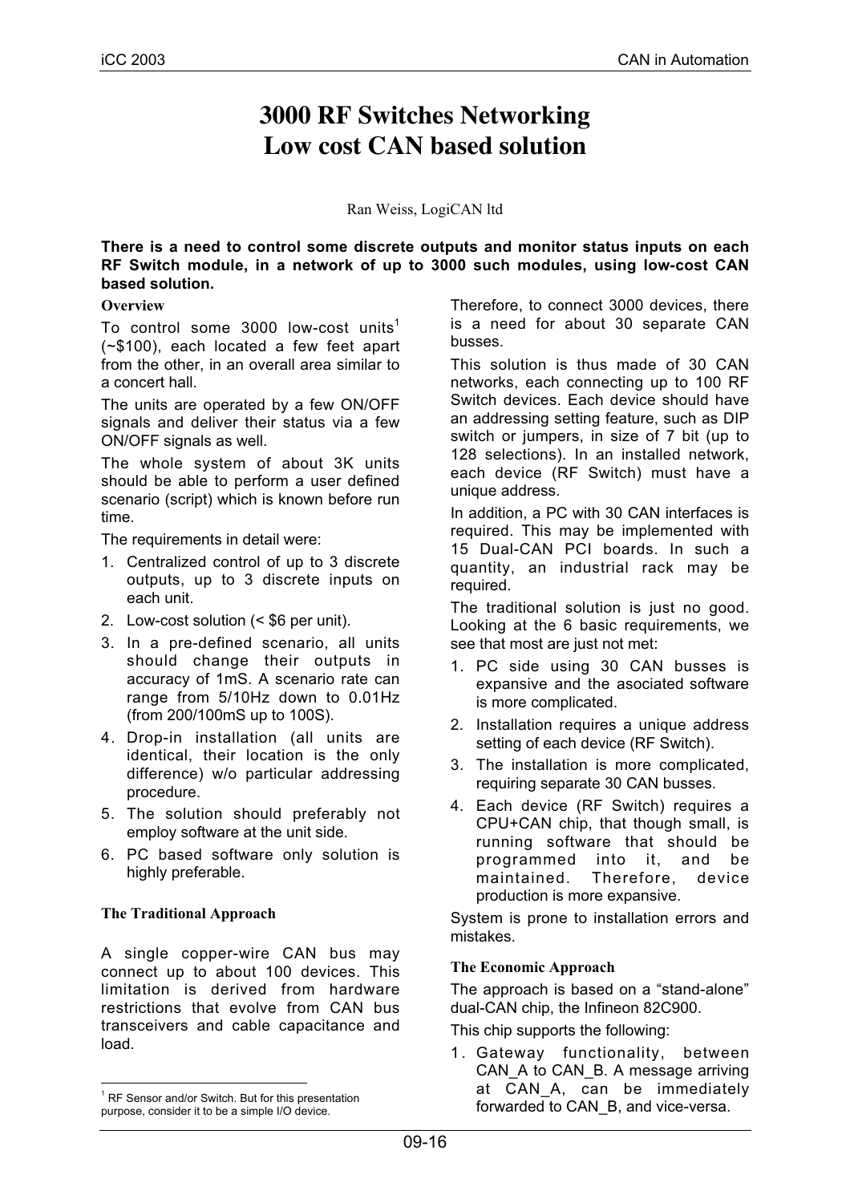# 3000 RF Switches Networking
# Low cost CAN based solution

Ran Weiss, LogiCAN ltd

**There is a need to control some discrete outputs and monitor status inputs on each RF Switch module, in a network of up to 3000 such modules, using low-cost CAN based solution.**

### Overview

To control some 3000 low-cost units[1] (~$100), each located a few feet apart from the other, in an overall area similar to a concert hall.

The units are operated by a few ON/OFF signals and deliver their status via a few ON/OFF signals as well.

The whole system of about 3K units should be able to perform a user defined scenario (script) which is known before run time.

The requirements in detail were:

1. Centralized control of up to 3 discrete outputs, up to 3 discrete inputs on each unit.
2. Low-cost solution (< $6 per unit).
3. In a pre-defined scenario, all units should change their outputs in accuracy of 1mS. A scenario rate can range from 5/10Hz down to 0.01Hz (from 200/100mS up to 100S).
4. Drop-in installation (all units are identical, their location is the only difference) w/o particular addressing procedure.
5. The solution should preferably not employ software at the unit side.
6. PC based software only solution is highly preferable.

### The Traditional Approach

A single copper-wire CAN bus may connect up to about 100 devices. This limitation is derived from hardware restrictions that evolve from CAN bus transceivers and cable capacitance and load.

Therefore, to connect 3000 devices, there is a need for about 30 separate CAN busses.

This solution is thus made of 30 CAN networks, each connecting up to 100 RF Switch devices. Each device should have an addressing setting feature, such as DIP switch or jumpers, in size of 7 bit (up to 128 selections). In an installed network, each device (RF Switch) must have a unique address.

In addition, a PC with 30 CAN interfaces is required. This may be implemented with 15 Dual-CAN PCI boards. In such a quantity, an industrial rack may be required.

The traditional solution is just no good. Looking at the 6 basic requirements, we see that most are just not met:

1. PC side using 30 CAN busses is expansive and the asociated software is more complicated.
2. Installation requires a unique address setting of each device (RF Switch).
3. The installation is more complicated, requiring separate 30 CAN busses.
4. Each device (RF Switch) requires a CPU+CAN chip, that though small, is running software that should be programmed into it, and be maintained. Therefore, device production is more expansive.

System is prone to installation errors and mistakes.

### The Economic Approach

The approach is based on a "stand-alone" dual-CAN chip, the Infineon 82C900.

This chip supports the following:

1. Gateway functionality, between CAN_A to CAN_B. A message arriving at CAN_A, can be immediately forwarded to CAN_B, and vice-versa.

[1] RF Sensor and/or Switch. But for this presentation purpose, consider it to be a simple I/O device.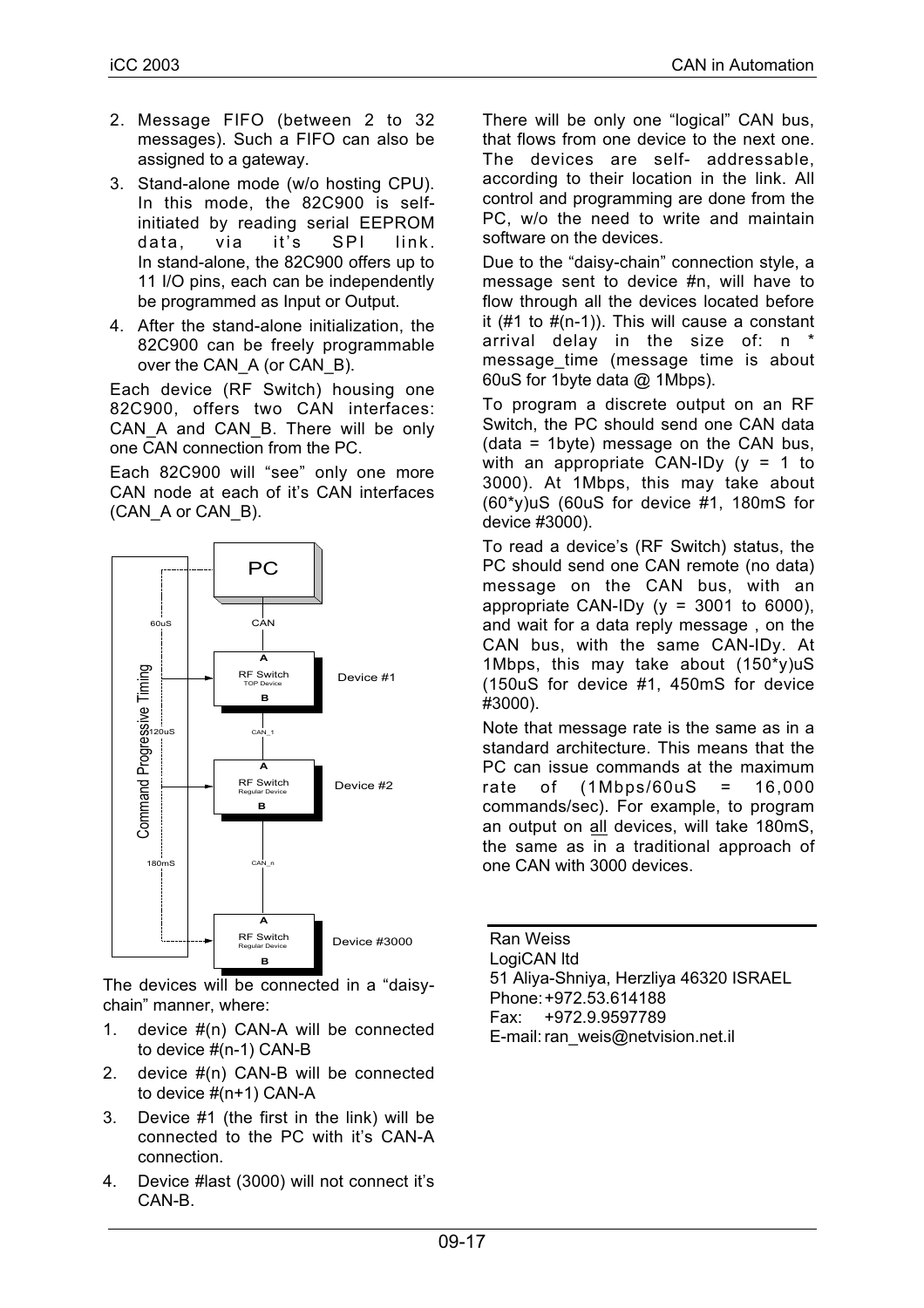2. Message FIFO (between 2 to 32 messages). Such a FIFO can also be assigned to a gateway.
3. Stand-alone mode (w/o hosting CPU). In this mode, the 82C900 is self-initiated by reading serial EEPROM data, via it's SPI link. In stand-alone, the 82C900 offers up to 11 I/O pins, each can be independently be programmed as Input or Output.
4. After the stand-alone initialization, the 82C900 can be freely programmable over the CAN_A (or CAN_B).

Each device (RF Switch) housing one 82C900, offers two CAN interfaces: CAN_A and CAN_B. There will be only one CAN connection from the PC.

Each 82C900 will "see" only one more CAN node at each of it's CAN interfaces (CAN_A or CAN_B).

PC
CAN
60uS
A
RF Switch
TOP Device
B
Device #1
120uS
CAN_1
A
RF Switch
Regular Device
B
Device #2
180mS
CAN_n
A
RF Switch
Regular Device
B
Device #3000
Command Progressive Timing

The devices will be connected in a "daisy-chain" manner, where:

1. device #(n) CAN-A will be connected to device #(n-1) CAN-B
2. device #(n) CAN-B will be connected to device #(n+1) CAN-A
3. Device #1 (the first in the link) will be connected to the PC with it's CAN-A connection.
4. Device #last (3000) will not connect it's CAN-B.

There will be only one "logical" CAN bus, that flows from one device to the next one. The devices are self- addressable, according to their location in the link. All control and programming are done from the PC, w/o the need to write and maintain software on the devices.

Due to the "daisy-chain" connection style, a message sent to device #n, will have to flow through all the devices located before it (#1 to #(n-1)). This will cause a constant arrival delay in the size of: n * message_time (message time is about 60uS for 1byte data @ 1Mbps).

To program a discrete output on an RF Switch, the PC should send one CAN data (data = 1byte) message on the CAN bus, with an appropriate CAN-IDy (y = 1 to 3000). At 1Mbps, this may take about (60*y)uS (60uS for device #1, 180mS for device #3000).

To read a device's (RF Switch) status, the PC should send one CAN remote (no data) message on the CAN bus, with an appropriate CAN-IDy (y = 3001 to 6000), and wait for a data reply message , on the CAN bus, with the same CAN-IDy. At 1Mbps, this may take about (150*y)uS (150uS for device #1, 450mS for device #3000).

Note that message rate is the same as in a standard architecture. This means that the PC can issue commands at the maximum rate of (1Mbps/60uS = 16,000 commands/sec). For example, to program an output on <u>all</u> devices, will take 180mS, the same as in a traditional approach of one CAN with 3000 devices.

---

Ran Weiss
LogiCAN ltd
51 Aliya-Shniya, Herzliya 46320 ISRAEL
Phone: +972.53.614188
Fax: +972.9.9597789
E-mail: ran_weis@netvision.net.il